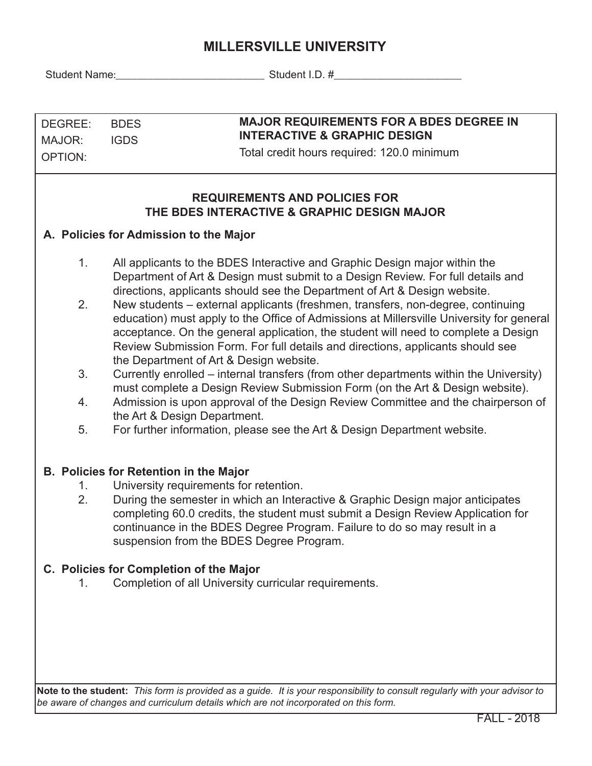# MILLERSVILLE UNIVERSITY

Student Name:_________________________ Student I.D. #______________________

| DEGREE: BDES<br>MAJOR: IGDS<br>OPTION: | **MAJOR REQUIREMENTS FOR A BDES DEGREE IN INTERACTIVE & GRAPHIC DESIGN**<br>Total credit hours required: 120.0 minimum |
|---|---|

## REQUIREMENTS AND POLICIES FOR THE BDES INTERACTIVE & GRAPHIC DESIGN MAJOR

### A. Policies for Admission to the Major

1. All applicants to the BDES Interactive and Graphic Design major within the Department of Art & Design must submit to a Design Review. For full details and directions, applicants should see the Department of Art & Design website.
2. New students – external applicants (freshmen, transfers, non-degree, continuing education) must apply to the Office of Admissions at Millersville University for general acceptance. On the general application, the student will need to complete a Design Review Submission Form. For full details and directions, applicants should see the Department of Art & Design website.
3. Currently enrolled – internal transfers (from other departments within the University) must complete a Design Review Submission Form (on the Art & Design website).
4. Admission is upon approval of the Design Review Committee and the chairperson of the Art & Design Department.
5. For further information, please see the Art & Design Department website.

### B. Policies for Retention in the Major

1. University requirements for retention.
2. During the semester in which an Interactive & Graphic Design major anticipates completing 60.0 credits, the student must submit a Design Review Application for continuance in the BDES Degree Program. Failure to do so may result in a suspension from the BDES Degree Program.

### C. Policies for Completion of the Major

1. Completion of all University curricular requirements.

**Note to the student:** *This form is provided as a guide. It is your responsibility to consult regularly with your advisor to be aware of changes and curriculum details which are not incorporated on this form.*

FALL - 2018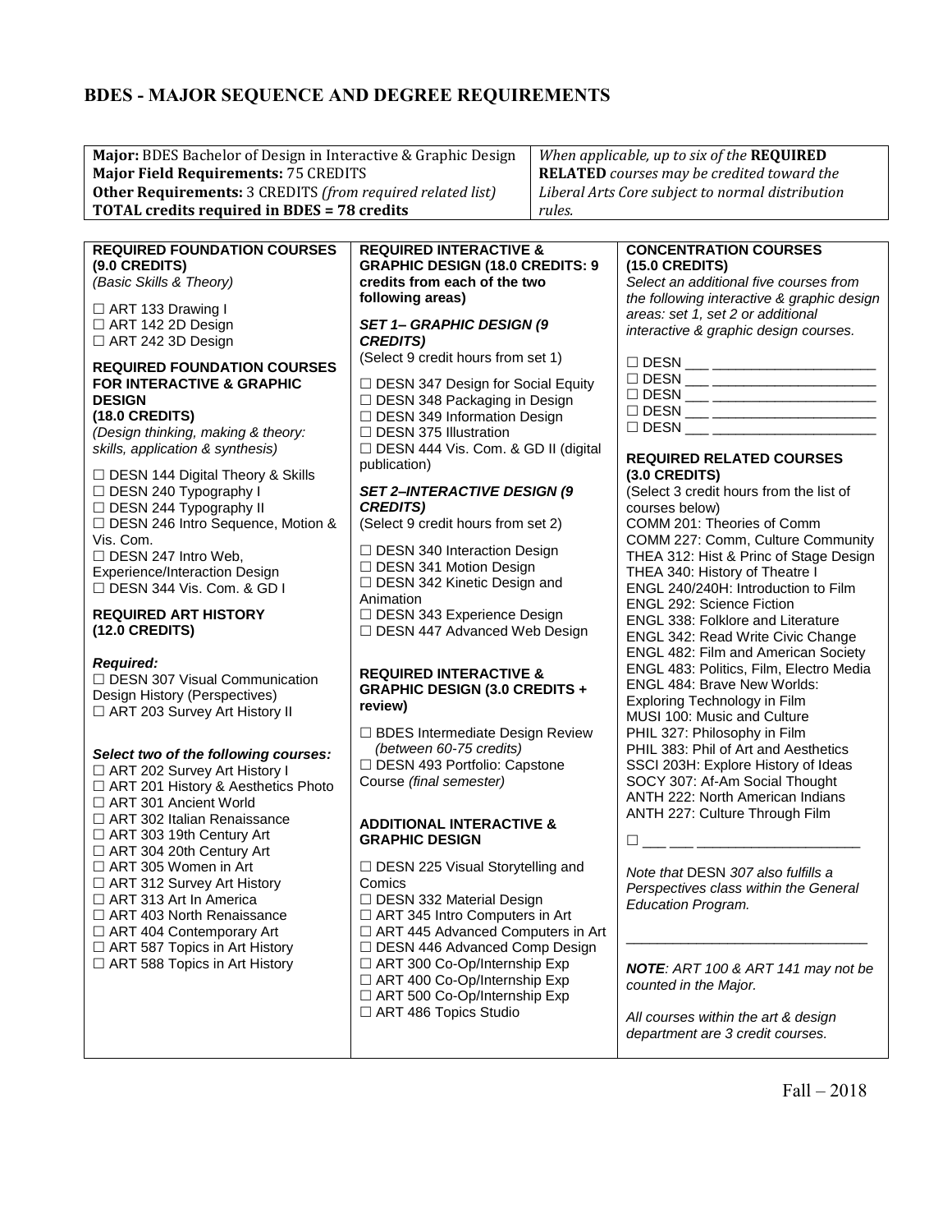# BDES - MAJOR SEQUENCE AND DEGREE REQUIREMENTS

| | |
|---|---|
| **Major:** BDES Bachelor of Design in Interactive & Graphic Design<br>**Major Field Requirements:** 75 CREDITS<br>**Other Requirements:** 3 CREDITS *(from required related list)*<br>**TOTAL credits required in BDES = 78 credits** | *When applicable, up to six of the* **REQUIRED RELATED** *courses may be credited toward the Liberal Arts Core subject to normal distribution rules.* |

**REQUIRED FOUNDATION COURSES (9.0 CREDITS)**
*(Basic Skills & Theory)*

- ☐ ART 133 Drawing I
- ☐ ART 142 2D Design
- ☐ ART 242 3D Design

**REQUIRED FOUNDATION COURSES FOR INTERACTIVE & GRAPHIC DESIGN (18.0 CREDITS)**
*(Design thinking, making & theory: skills, application & synthesis)*

- ☐ DESN 144 Digital Theory & Skills
- ☐ DESN 240 Typography I
- ☐ DESN 244 Typography II
- ☐ DESN 246 Intro Sequence, Motion & Vis. Com.
- ☐ DESN 247 Intro Web, Experience/Interaction Design
- ☐ DESN 344 Vis. Com. & GD I

**REQUIRED ART HISTORY (12.0 CREDITS)**

***Required:***

- ☐ DESN 307 Visual Communication Design History (Perspectives)
- ☐ ART 203 Survey Art History II

***Select two of the following courses:***

- ☐ ART 202 Survey Art History I
- ☐ ART 201 History & Aesthetics Photo
- ☐ ART 301 Ancient World
- ☐ ART 302 Italian Renaissance
- ☐ ART 303 19th Century Art
- ☐ ART 304 20th Century Art
- ☐ ART 305 Women in Art
- ☐ ART 312 Survey Art History
- ☐ ART 313 Art In America
- ☐ ART 403 North Renaissance
- ☐ ART 404 Contemporary Art
- ☐ ART 587 Topics in Art History
- ☐ ART 588 Topics in Art History

**REQUIRED INTERACTIVE & GRAPHIC DESIGN (18.0 CREDITS: 9 credits from each of the two following areas)**

***SET 1– GRAPHIC DESIGN (9 CREDITS)***
(Select 9 credit hours from set 1)

- ☐ DESN 347 Design for Social Equity
- ☐ DESN 348 Packaging in Design
- ☐ DESN 349 Information Design
- ☐ DESN 375 Illustration
- ☐ DESN 444 Vis. Com. & GD II (digital publication)

***SET 2–INTERACTIVE DESIGN (9 CREDITS)***
(Select 9 credit hours from set 2)

- ☐ DESN 340 Interaction Design
- ☐ DESN 341 Motion Design
- ☐ DESN 342 Kinetic Design and Animation
- ☐ DESN 343 Experience Design
- ☐ DESN 447 Advanced Web Design

**REQUIRED INTERACTIVE & GRAPHIC DESIGN (3.0 CREDITS + review)**

- ☐ BDES Intermediate Design Review *(between 60-75 credits)*
- ☐ DESN 493 Portfolio: Capstone Course *(final semester)*

**ADDITIONAL INTERACTIVE & GRAPHIC DESIGN**

- ☐ DESN 225 Visual Storytelling and Comics
- ☐ DESN 332 Material Design
- ☐ ART 345 Intro Computers in Art
- ☐ ART 445 Advanced Computers in Art
- ☐ DESN 446 Advanced Comp Design
- ☐ ART 300 Co-Op/Internship Exp
- ☐ ART 400 Co-Op/Internship Exp
- ☐ ART 500 Co-Op/Internship Exp
- ☐ ART 486 Topics Studio

**CONCENTRATION COURSES (15.0 CREDITS)**
*Select an additional five courses from the following interactive & graphic design areas: set 1, set 2 or additional interactive & graphic design courses.*

- ☐ DESN ___ ____________________
- ☐ DESN ___ ____________________
- ☐ DESN ___ ____________________
- ☐ DESN ___ ____________________
- ☐ DESN ___ ____________________

**REQUIRED RELATED COURSES (3.0 CREDITS)**
(Select 3 credit hours from the list of courses below)

COMM 201: Theories of Comm
COMM 227: Comm, Culture Community
THEA 312: Hist & Princ of Stage Design
THEA 340: History of Theatre I
ENGL 240/240H: Introduction to Film
ENGL 292: Science Fiction
ENGL 338: Folklore and Literature
ENGL 342: Read Write Civic Change
ENGL 482: Film and American Society
ENGL 483: Politics, Film, Electro Media
ENGL 484: Brave New Worlds: Exploring Technology in Film
MUSI 100: Music and Culture
PHIL 327: Philosophy in Film
PHIL 383: Phil of Art and Aesthetics
SSCI 203H: Explore History of Ideas
SOCY 307: Af-Am Social Thought
ANTH 222: North American Indians
ANTH 227: Culture Through Film

☐ ___ ___ ____________________

*Note that* DESN *307 also fulfills a Perspectives class within the General Education Program.*

______________________________

***NOTE**: ART 100 & ART 141 may not be counted in the Major.*

*All courses within the art & design department are 3 credit courses.*

Fall – 2018